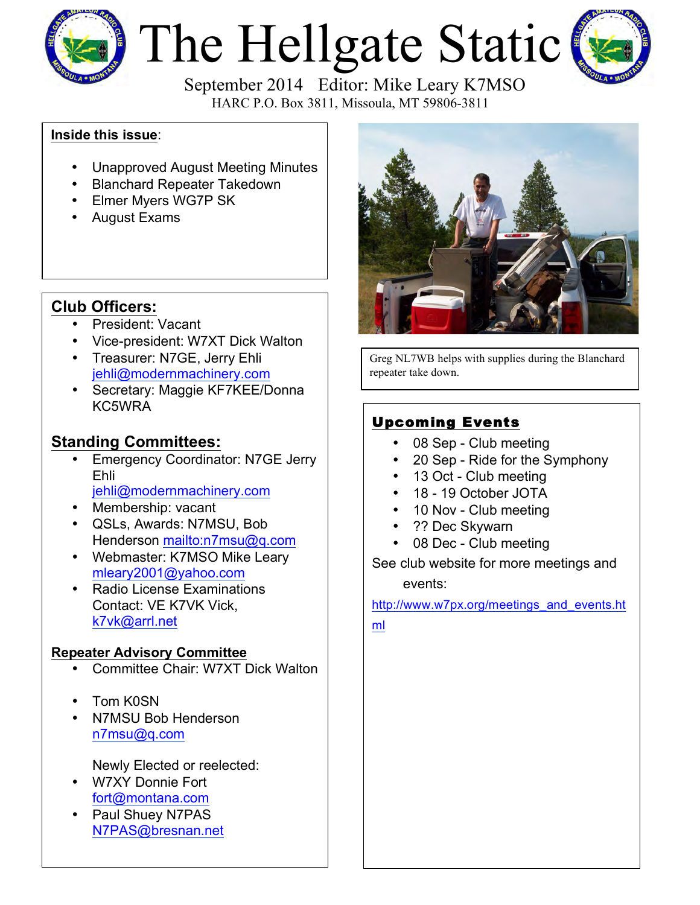# The Hellgate Static

September 2014 Editor: Mike Leary K7MSO

HARC P.O. Box 3811, Missoula, MT 59806-3811

**Inside this issue**:

- Unapproved August Meeting Minutes
- Blanchard Repeater Takedown
- Elmer Myers WG7P SK
- August Exams

## Club Officers:

- President: Vacant
- Vice-president: W7XT Dick Walton
- Treasurer: N7GE, Jerry Ehli jehli@modernmachinery.com
- Secretary: Maggie KF7KEE/Donna KC5WRA

## Standing Committees:

- Emergency Coordinator: N7GE Jerry Ehli jehli@modernmachinery.com
- Membership: vacant
- QSLs, Awards: N7MSU, Bob Henderson mailto:n7msu@q.com
- Webmaster: K7MSO Mike Leary mleary2001@yahoo.com
- Radio License Examinations Contact: VE K7VK Vick, k7vk@arrl.net

**Repeater Advisory Committee**

- Committee Chair: W7XT Dick Walton
- Tom K0SN
- N7MSU Bob Henderson n7msu@q.com

Newly Elected or reelected:

- W7XY Donnie Fort fort@montana.com
- Paul Shuey N7PAS N7PAS@bresnan.net

Greg NL7WB helps with supplies during the Blanchard repeater take down.

## Upcoming Events

- 08 Sep - Club meeting
- 20 Sep - Ride for the Symphony
- 13 Oct - Club meeting
- 18 - 19 October JOTA
- 10 Nov - Club meeting
- ?? Dec Skywarn
- 08 Dec - Club meeting

See club website for more meetings and events:

http://www.w7px.org/meetings_and_events.html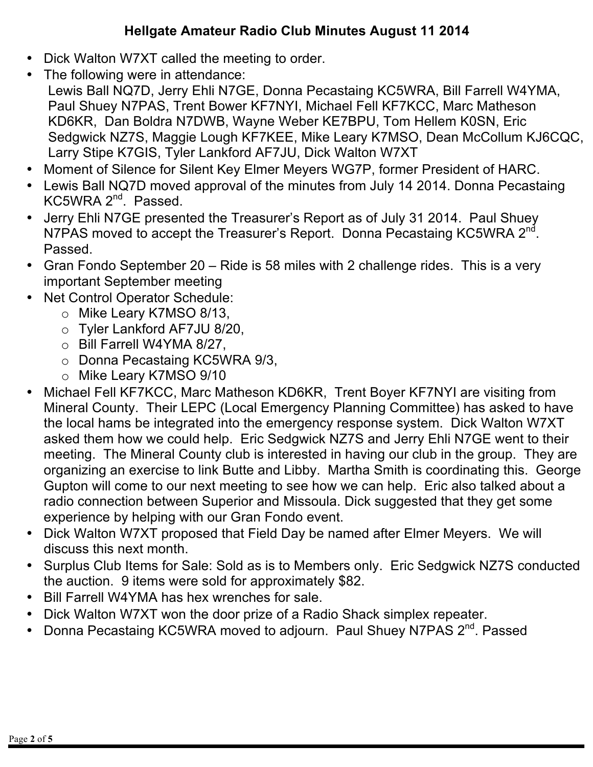# Hellgate Amateur Radio Club Minutes August 11 2014

- Dick Walton W7XT called the meeting to order.
- The following were in attendance:
  Lewis Ball NQ7D, Jerry Ehli N7GE, Donna Pecastaing KC5WRA, Bill Farrell W4YMA, Paul Shuey N7PAS, Trent Bower KF7NYI, Michael Fell KF7KCC, Marc Matheson KD6KR, Dan Boldra N7DWB, Wayne Weber KE7BPU, Tom Hellem K0SN, Eric Sedgwick NZ7S, Maggie Lough KF7KEE, Mike Leary K7MSO, Dean McCollum KJ6CQC, Larry Stipe K7GIS, Tyler Lankford AF7JU, Dick Walton W7XT
- Moment of Silence for Silent Key Elmer Meyers WG7P, former President of HARC.
- Lewis Ball NQ7D moved approval of the minutes from July 14 2014. Donna Pecastaing KC5WRA 2nd. Passed.
- Jerry Ehli N7GE presented the Treasurer's Report as of July 31 2014. Paul Shuey N7PAS moved to accept the Treasurer's Report. Donna Pecastaing KC5WRA 2nd. Passed.
- Gran Fondo September 20 – Ride is 58 miles with 2 challenge rides. This is a very important September meeting
- Net Control Operator Schedule:
  - Mike Leary K7MSO 8/13,
  - Tyler Lankford AF7JU 8/20,
  - Bill Farrell W4YMA 8/27,
  - Donna Pecastaing KC5WRA 9/3,
  - Mike Leary K7MSO 9/10
- Michael Fell KF7KCC, Marc Matheson KD6KR, Trent Boyer KF7NYI are visiting from Mineral County. Their LEPC (Local Emergency Planning Committee) has asked to have the local hams be integrated into the emergency response system. Dick Walton W7XT asked them how we could help. Eric Sedgwick NZ7S and Jerry Ehli N7GE went to their meeting. The Mineral County club is interested in having our club in the group. They are organizing an exercise to link Butte and Libby. Martha Smith is coordinating this. George Gupton will come to our next meeting to see how we can help. Eric also talked about a radio connection between Superior and Missoula. Dick suggested that they get some experience by helping with our Gran Fondo event.
- Dick Walton W7XT proposed that Field Day be named after Elmer Meyers. We will discuss this next month.
- Surplus Club Items for Sale: Sold as is to Members only. Eric Sedgwick NZ7S conducted the auction. 9 items were sold for approximately $82.
- Bill Farrell W4YMA has hex wrenches for sale.
- Dick Walton W7XT won the door prize of a Radio Shack simplex repeater.
- Donna Pecastaing KC5WRA moved to adjourn. Paul Shuey N7PAS 2nd. Passed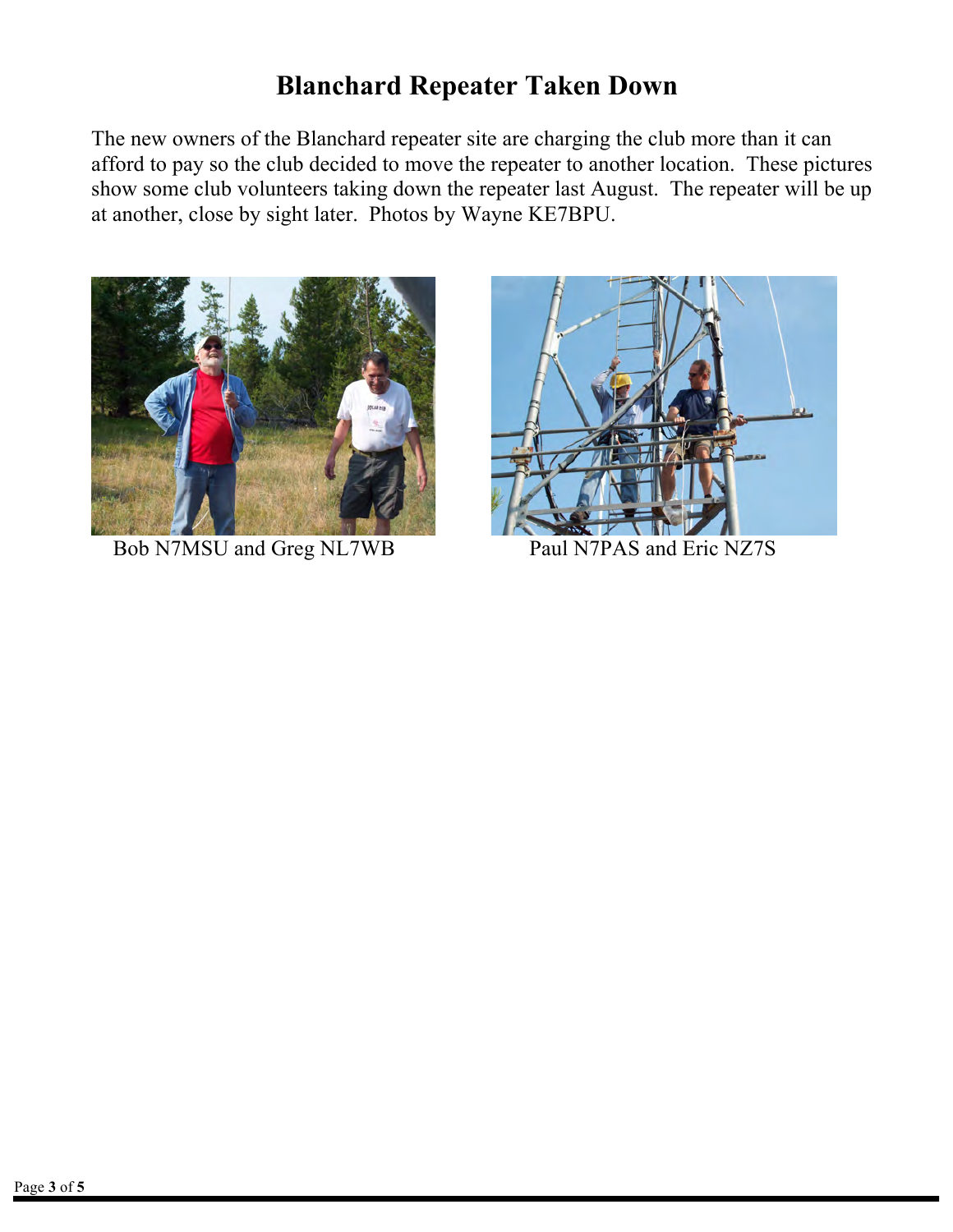# Blanchard Repeater Taken Down

The new owners of the Blanchard repeater site are charging the club more than it can afford to pay so the club decided to move the repeater to another location. These pictures show some club volunteers taking down the repeater last August. The repeater will be up at another, close by sight later. Photos by Wayne KE7BPU.

Bob N7MSU and Greg NL7WB

Paul N7PAS and Eric NZ7S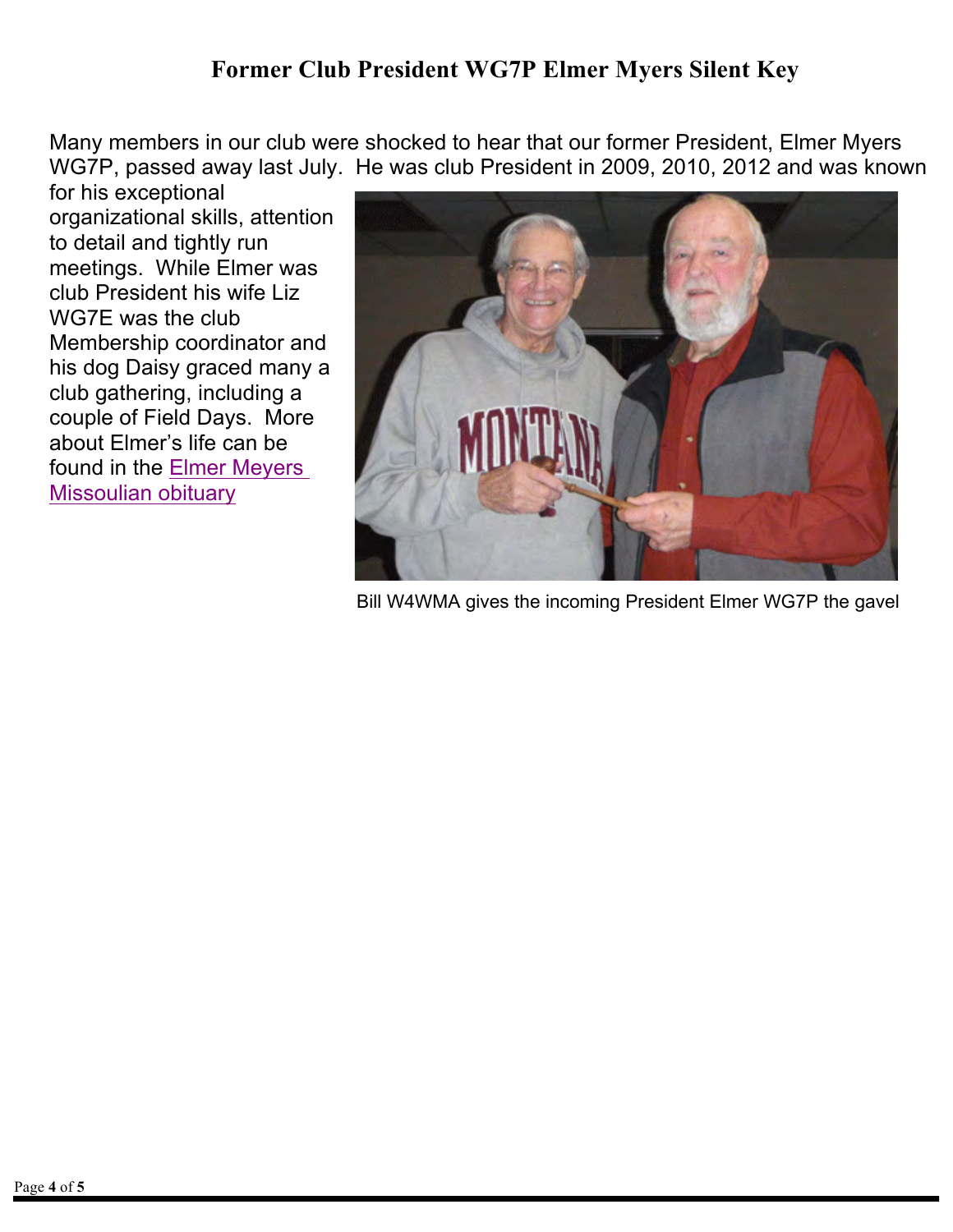# Former Club President WG7P Elmer Myers Silent Key

Many members in our club were shocked to hear that our former President, Elmer Myers WG7P, passed away last July. He was club President in 2009, 2010, 2012 and was known for his exceptional organizational skills, attention to detail and tightly run meetings. While Elmer was club President his wife Liz WG7E was the club Membership coordinator and his dog Daisy graced many a club gathering, including a couple of Field Days. More about Elmer's life can be found in the Elmer Meyers Missoulian obituary

Bill W4WMA gives the incoming President Elmer WG7P the gavel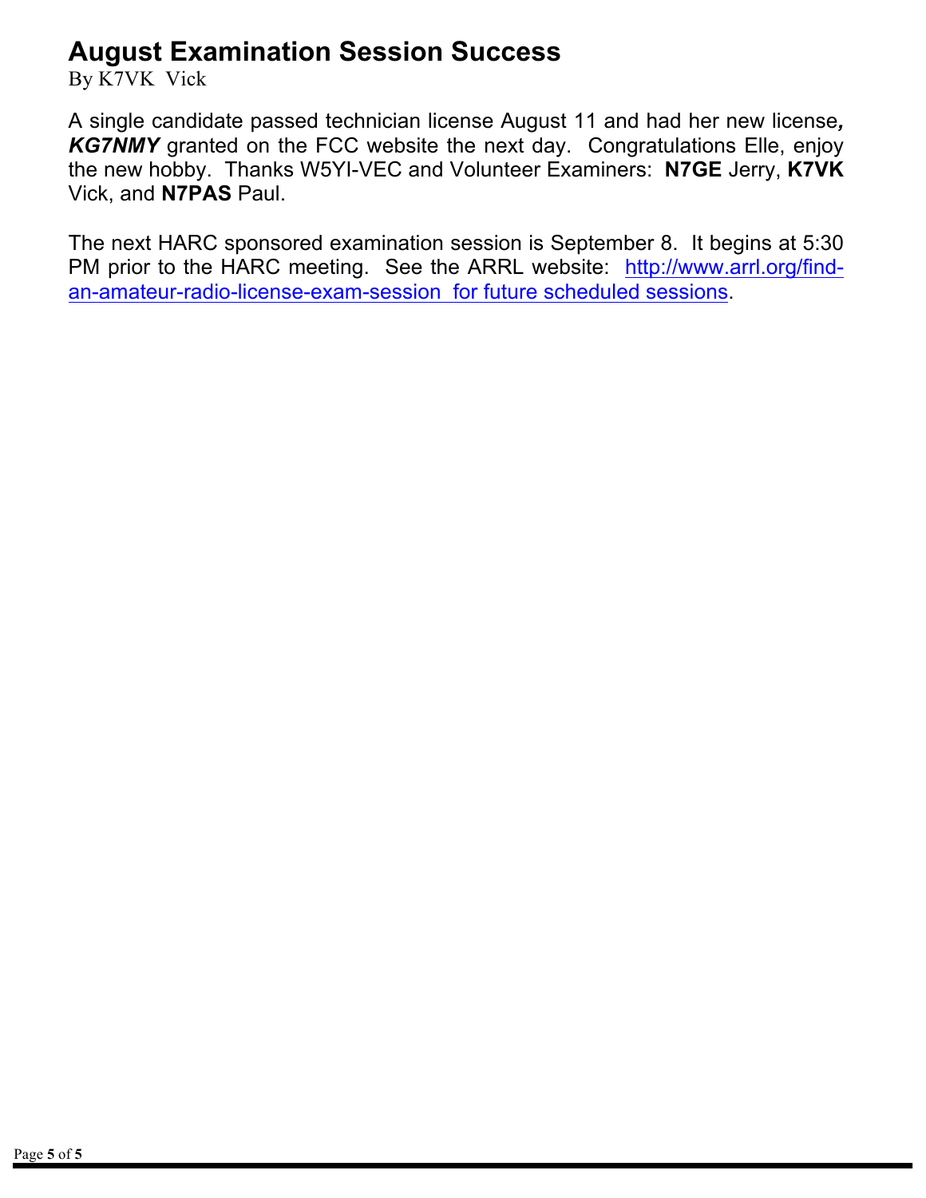# August Examination Session Success

By K7VK Vick

A single candidate passed technician license August 11 and had her new license***, KG7NMY*** granted on the FCC website the next day. Congratulations Elle, enjoy the new hobby. Thanks W5YI-VEC and Volunteer Examiners: **N7GE** Jerry, **K7VK** Vick, and **N7PAS** Paul.

The next HARC sponsored examination session is September 8. It begins at 5:30 PM prior to the HARC meeting. See the ARRL website: [http://www.arrl.org/find-an-amateur-radio-license-exam-session for future scheduled sessions](http://www.arrl.org/find-an-amateur-radio-license-exam-session).